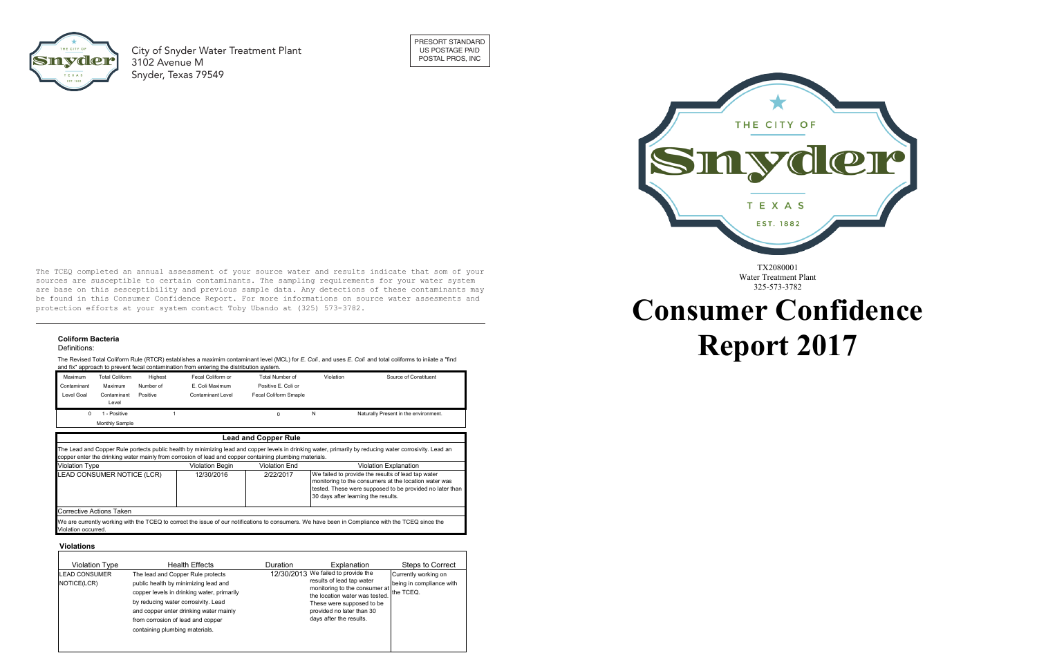City of Snyder Water Treatment Plant
3102 Avenue M
Snyder, Texas 79549

PRESORT STANDARD
US POSTAGE PAID
POSTAL PROS, INC

TX2080001
Water Treatment Plant
325-573-3782

# Consumer Confidence Report 2017

```
The TCEQ completed an annual assessment of your source water and results indicate that som of your
sources are susceptible to certain contaminants. The sampling requirements for your water system
are base on this sesceptibility and previous sample data. Any detections of these contaminants may
be found in this Consumer Confidence Report. For more informations on source water assesments and
protection efforts at your system contact Toby Ubando at (325) 573-3782.
```

### Coliform Bacteria

Definitions:

The Revised Total Coliform Rule (RTCR) establishes a maximim contaminant level (MCL) for *E. Coli*, and uses *E. Coli* and total coliforms to iniiate a "find and fix" approach to prevent fecal contamination from entering the distribution system.

| Maximum Contaminant Level Goal | Total Coliform Maximum Contaminant Level | Highest Number of Positive | Fecal Coliform or E. Coli Maximum Contaminant Level | Total Number of Positive E. Coli or Fecal Coliform Smaple | Violation | Source of Constituent |
|---|---|---|---|---|---|---|
| 0 | 1 - Positive Monthly Sample | 1 | | 0 | N | Naturally Present in the environment. |

| Lead and Copper Rule | | | |
|---|---|---|---|
| The Lead and Copper Rule portects public health by minimizing lead and copper levels in drinking water, primarily by reducing water corrosivity. Lead an copper enter the drinking water mainly from corrosion of lead and copper containing plumbing materials. | | | |
| Violation Type | Violation Begin | Violation End | Violation Explanation |
| LEAD CONSUMER NOTICE (LCR) | 12/30/2016 | 2/22/2017 | We failed to provide the results of lead tap water monitoring to the consumers at the location water was tested. These were supposed to be provided no later than 30 days after learning the results. |
| Corrective Actions Taken | | | |
| We are currently working with the TCEQ to correct the issue of our notifications to consumers. We have been in Compliance with the TCEQ since the Violation occurred. | | | |

### Violations

| Violation Type | Health Effects | Duration | Explanation | Steps to Correct |
|---|---|---|---|---|
| LEAD CONSUMER NOTICE(LCR) | The lead and Copper Rule protects public health by minimizing lead and copper levels in drinking water, primarily by reducing water corrosivity. Lead and copper enter drinking water mainly from corrosion of lead and copper containing plumbing materials. | 12/30/2013 | We failed to provide the results of lead tap water monitoring to the consumer at the location water was tested. These were supposed to be provided no later than 30 days after the results. | Currently working on being in compliance with the TCEQ. |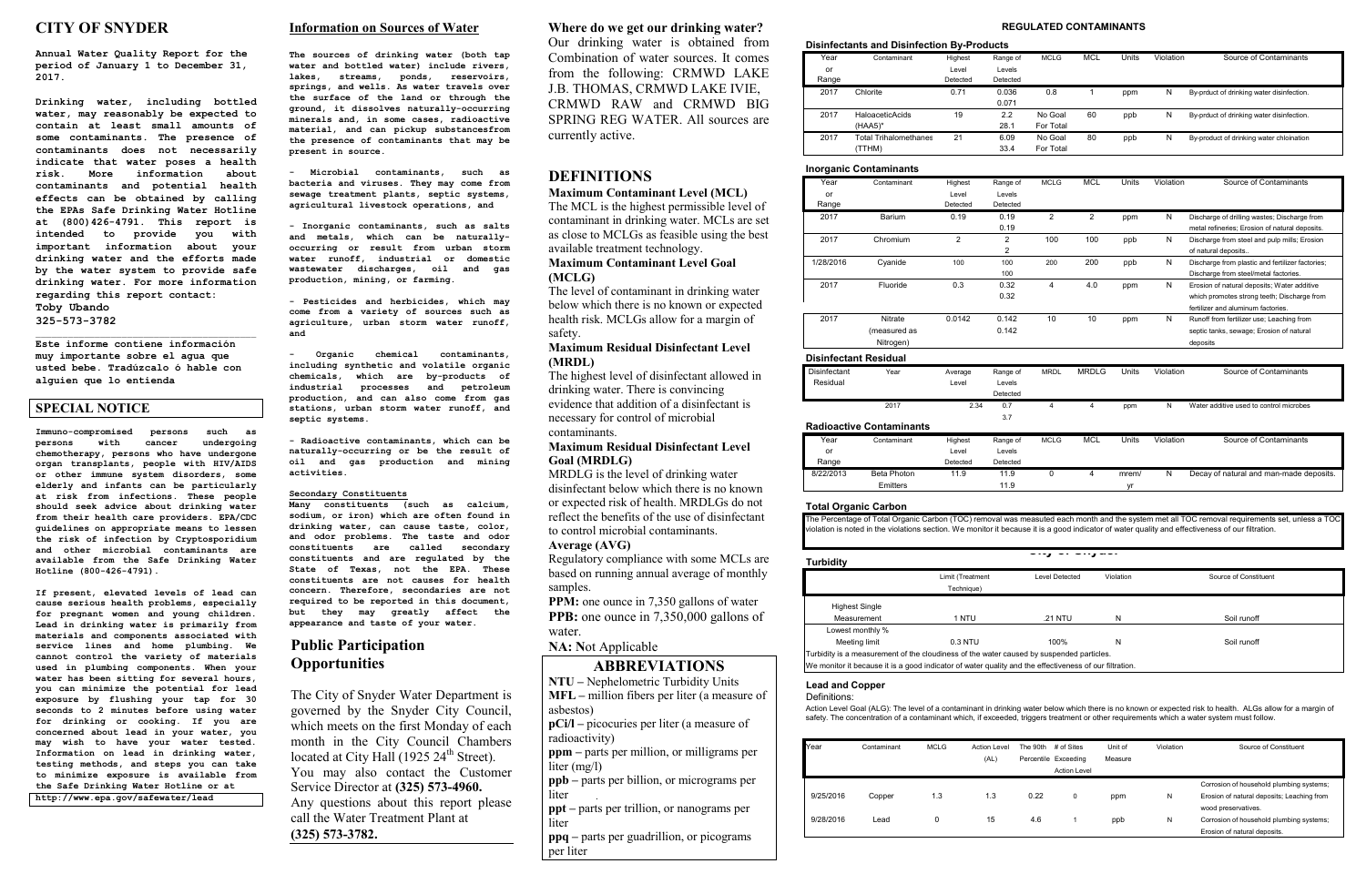# CITY OF SNYDER

**Annual Water Quality Report for the period of January 1 to December 31, 2017.**

**Drinking water, including bottled water, may reasonably be expected to contain at least small amounts of some contaminants. The presence of contaminants does not necessarily indicate that water poses a health risk. More information about contaminants and potential health effects can be obtained by calling the EPAs Safe Drinking Water Hotline at (800)426-4791. This report is intended to provide you with important information about your drinking water and the efforts made by the water system to provide safe drinking water. For more information regarding this report contact:**
**Toby Ubando**
**325-573-3782**

**Este informe contiene información muy importante sobre el agua que usted bebe. Tradúzcalo ó hable con alguien que lo entienda**

## SPECIAL NOTICE

**Immuno-compromised persons such as persons with cancer undergoing chemotherapy, persons who have undergone organ transplants, people with HIV/AIDS or other immune system disorders, some elderly and infants can be particularly at risk from infections. These people should seek advice about drinking water from their health care providers. EPA/CDC guidelines on appropriate means to lessen the risk of infection by Cryptosporidium and other microbial contaminants are available from the Safe Drinking Water Hotline (800-426-4791).**

**If present, elevated levels of lead can cause serious health problems, especially for pregnant women and young children. Lead in drinking water is primarily from materials and components associated with service lines and home plumbing. We cannot control the variety of materials used in plumbing components. When your water has been sitting for several hours, you can minimize the potential for lead exposure by flushing your tap for 30 seconds to 2 minutes before using water for drinking or cooking. If you are concerned about lead in your water, you may wish to have your water tested. Information on lead in drinking water, testing methods, and steps you can take to minimize exposure is available from the Safe Drinking Water Hotline or at**
**http://www.epa.gov/safewater/lead**

## Information on Sources of Water

**The sources of drinking water (both tap water and bottled water) include rivers, lakes, streams, ponds, reservoirs, springs, and wells. As water travels over the surface of the land or through the ground, it dissolves naturally-occurring minerals and, in some cases, radioactive material, and can pickup substancesfrom the presence of contaminants that may be present in source.**

**- Microbial contaminants, such as bacteria and viruses. They may come from sewage treatment plants, septic systems, agricultural livestock operations, and**

**- Inorganic contaminants, such as salts and metals, which can be naturally-occurring or result from urban storm water runoff, industrial or domestic wastewater discharges, oil and gas production, mining, or farming.**

**- Pesticides and herbicides, which may come from a variety of sources such as agriculture, urban storm water runoff, and**

**- Organic chemical contaminants, including synthetic and volatile organic chemicals, which are by-products of industrial processes and petroleum production, and can also come from gas stations, urban storm water runoff, and septic systems.**

**- Radioactive contaminants, which can be naturally-occurring or be the result of oil and gas production and mining activities.**

**Secondary Constituents**
**Many constituents (such as calcium, sodium, or iron) which are often found in drinking water, can cause taste, color, and odor problems. The taste and odor constituents are called secondary constituents and are regulated by the State of Texas, not the EPA. These constituents are not causes for health concern. Therefore, secondaries are not required to be reported in this document, but they may greatly affect the appearance and taste of your water.**

## Public Participation Opportunities

The City of Snyder Water Department is governed by the Snyder City Council, which meets on the first Monday of each month in the City Council Chambers located at City Hall (1925 24th Street). You may also contact the Customer Service Director at **(325) 573-4960.** Any questions about this report please call the Water Treatment Plant at **(325) 573-3782.**

## Where do we get our drinking water?

Our drinking water is obtained from Combination of water sources. It comes from the following: CRMWD LAKE J.B. THOMAS, CRMWD LAKE IVIE, CRMWD RAW and CRMWD BIG SPRING REG WATER. All sources are currently active.

## DEFINITIONS

**Maximum Contaminant Level (MCL)**
The MCL is the highest permissible level of contaminant in drinking water. MCLs are set as close to MCLGs as feasible using the best available treatment technology.

**Maximum Contaminant Level Goal (MCLG)**
The level of contaminant in drinking water below which there is no known or expected health risk. MCLGs allow for a margin of safety.

**Maximum Residual Disinfectant Level (MRDL)**
The highest level of disinfectant allowed in drinking water. There is convincing evidence that addition of a disinfectant is necessary for control of microbial contaminants.

**Maximum Residual Disinfectant Level Goal (MRDLG)**
MRDLG is the level of drinking water disinfectant below which there is no known or expected risk of health. MRDLGs do not reflect the benefits of the use of disinfectant to control microbial contaminants.

**Average (AVG)**
Regulatory compliance with some MCLs are based on running annual average of monthly samples.

**PPM:** one ounce in 7,350 gallons of water
**PPB:** one ounce in 7,350,000 gallons of water.
**NA: N**ot Applicable

## ABBREVIATIONS

**NTU** – Nephelometric Turbidity Units
**MFL** – million fibers per liter (a measure of asbestos)
**pCi/l** – picocuries per liter (a measure of radioactivity)
**ppm** – parts per million, or milligrams per liter (mg/l)
**ppb** – parts per billion, or micrograms per liter
**ppt** – parts per trillion, or nanograms per liter
**ppq** – parts per guadrillion, or picograms per liter

## REGULATED CONTAMINANTS

### Disinfectants and Disinfection By-Products

| Year or Range | Contaminant | Highest Level Detected | Range of Levels Detected | MCLG | MCL | Units | Violation | Source of Contaminants |
|---|---|---|---|---|---|---|---|---|
| 2017 | Chlorite | 0.71 | 0.036 0.071 | 0.8 | 1 | ppm | N | By-prduct of drinking water disinfection. |
| 2017 | HaloaceticAcids (HAA5)* | 19 | 2.2 28.1 | No Goal For Total | 60 | ppb | N | By-product of drinking water disinfection. |
| 2017 | Total Trihalomethanes (TTHM) | 21 | 6.09 33.4 | No Goal For Total | 80 | ppb | N | By-product of drinking water chloination |

### Inorganic Contaminants

| Year or Range | Contaminant | Highest Level Detected | Range of Levels Detected | MCLG | MCL | Units | Violation | Source of Contaminants |
|---|---|---|---|---|---|---|---|---|
| 2017 | Barium | 0.19 | 0.19 0.19 | 2 | 2 | ppm | N | Discharge of drilling wastes; Discharge from metal refineries; Erosion of natural deposits. |
| 2017 | Chromium | 2 | 2 2 | 100 | 100 | ppb | N | Discharge from steel and pulp mills; Erosion of natural deposits.. |
| 1/28/2016 | Cyanide | 100 | 100 100 | 200 | 200 | ppb | N | Discharge from plastic and fertilizer factories; Discharge from steel/metal factories. |
| 2017 | Fluoride | 0.3 | 0.32 0.32 | 4 | 4.0 | ppm | N | Erosion of natural deposits; Water additive which promotes strong teeth; Discharge from fertilizer and aluminum factories. |
| 2017 | Nitrate (measured as Nitrogen) | 0.0142 | 0.142 0.142 | 10 | 10 | ppm | N | Runoff from fertilizer use; Leaching from septic tanks, sewage; Erosion of natural deposits |

### Disinfectant Residual

| Disinfectant Residual | Year | Average Level | Range of Levels Detected | MRDL | MRDLG | Units | Violation | Source of Contaminants |
|---|---|---|---|---|---|---|---|---|
| | 2017 | 2.34 | 0.7 3.7 | 4 | 4 | ppm | N | Water additive used to control microbes |

### Radioactive Contaminants

| Year or Range | Contaminant | Highest Level Detected | Range of Levels Detected | MCLG | MCL | Units | Violation | Source of Contaminants |
|---|---|---|---|---|---|---|---|---|
| 8/22/2013 | Beta Photon Emitters | 11.9 | 11.9 11.9 | 0 | 4 | mrem/yr | N | Decay of natural and man-made deposits. |

### Total Organic Carbon

The Percentage of Total Organic Carbon (TOC) removal was measuted each month and the system met all TOC removal requirements set, unless a TOC violation is noted in the violations section. We monitor it because it is a good indicator of water quality and effectiveness of our filtration.

### Turbidity

| | Limit (Treatment Technique) | Level Detected | Violation | Source of Constituent |
|---|---|---|---|---|
| Highest Single Measurement | 1 NTU | .21 NTU | N | Soil runoff |
| Lowest monthly % Meeting limit | 0.3 NTU | 100% | N | Soil runoff |

Turbidity is a measurement of the cloudiness of the water caused by suspended particles.
We monitor it because it is a good indicator of water quality and the effectiveness of our filtration.

### Lead and Copper

Definitions:

Action Level Goal (ALG): The level of a contaminant in drinking water below which there is no known or expected risk to health. ALGs allow for a margin of safety. The concentration of a contaminant which, if exceeded, triggers treatment or other requirements which a water system must follow.

| Year | Contaminant | MCLG | Action Level (AL) | The 90th Percentile | # of Sites Exceeding Action Level | Unit of Measure | Violation | Source of Constituent |
|---|---|---|---|---|---|---|---|---|
| 9/25/2016 | Copper | 1.3 | 1.3 | 0.22 | 0 | ppm | N | Corrosion of household plumbing systems; Erosion of natural deposits; Leaching from wood preservatives. |
| 9/28/2016 | Lead | 0 | 15 | 4.6 | 1 | ppb | N | Corrosion of household plumbing systems; Erosion of natural deposits. |